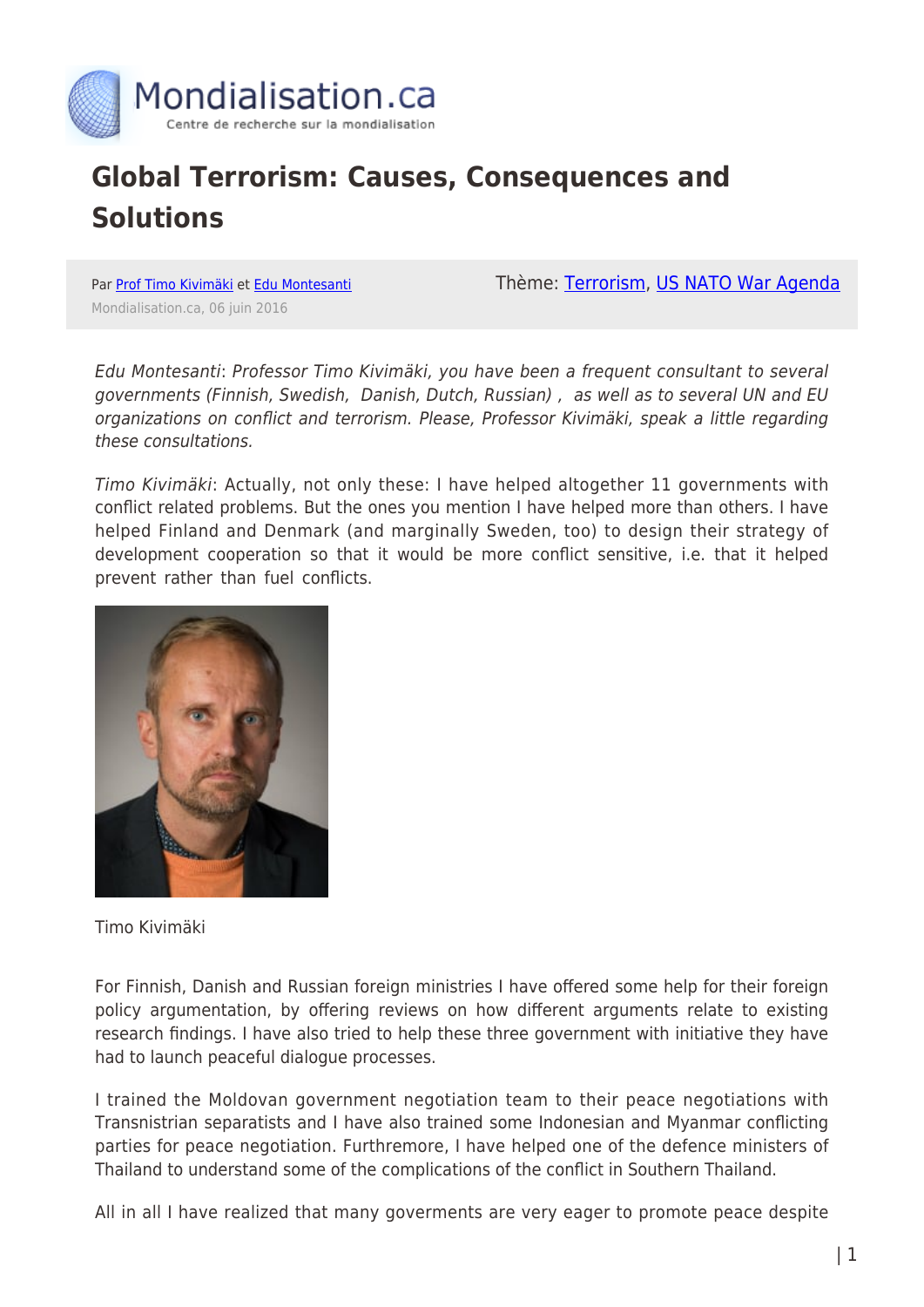# Global Terrorism: Causes, Consequences and Solutions

Par Prof Timo Kivimäki et Edu Montesanti

Mondialisation.ca, 06 juin 2016

Thème: Terrorism, US NATO War Agenda

*Edu Montesanti: Professor Timo Kivimäki, you have been a frequent consultant to several governments (Finnish, Swedish, Danish, Dutch, Russian), as well as to several UN and EU organizations on conflict and terrorism. Please, Professor Kivimäki, speak a little regarding these consultations.*

*Timo Kivimäki*: Actually, not only these: I have helped altogether 11 governments with conflict related problems. But the ones you mention I have helped more than others. I have helped Finland and Denmark (and marginally Sweden, too) to design their strategy of development cooperation so that it would be more conflict sensitive, i.e. that it helped prevent rather than fuel conflicts.

Timo Kivimäki

For Finnish, Danish and Russian foreign ministries I have offered some help for their foreign policy argumentation, by offering reviews on how different arguments relate to existing research findings. I have also tried to help these three government with initiative they have had to launch peaceful dialogue processes.

I trained the Moldovan government negotiation team to their peace negotiations with Transnistrian separatists and I have also trained some Indonesian and Myanmar conflicting parties for peace negotiation. Furthermore, I have helped one of the defence ministers of Thailand to understand some of the complications of the conflict in Southern Thailand.

All in all I have realized that many goverments are very eager to promote peace despite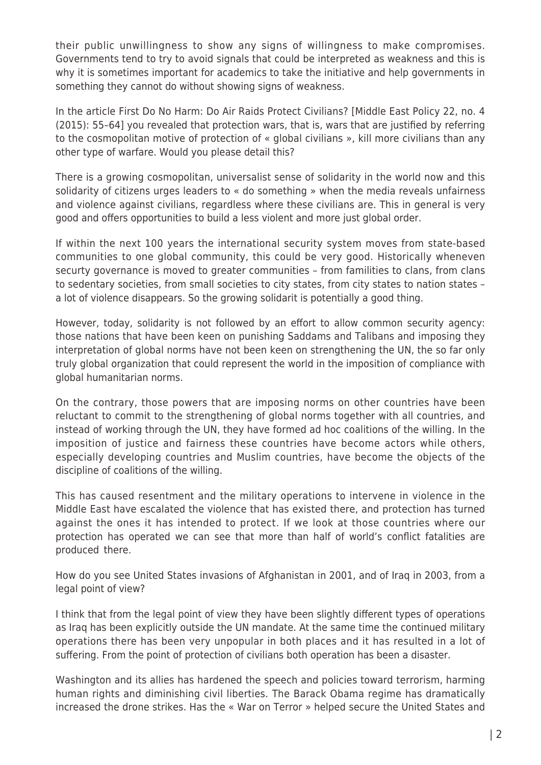their public unwillingness to show any signs of willingness to make compromises. Governments tend to try to avoid signals that could be interpreted as weakness and this is why it is sometimes important for academics to take the initiative and help governments in something they cannot do without showing signs of weakness.

In the article First Do No Harm: Do Air Raids Protect Civilians? [Middle East Policy 22, no. 4 (2015): 55–64] you revealed that protection wars, that is, wars that are justified by referring to the cosmopolitan motive of protection of « global civilians », kill more civilians than any other type of warfare. Would you please detail this?

There is a growing cosmopolitan, universalist sense of solidarity in the world now and this solidarity of citizens urges leaders to « do something » when the media reveals unfairness and violence against civilians, regardless where these civilians are. This in general is very good and offers opportunities to build a less violent and more just global order.

If within the next 100 years the international security system moves from state-based communities to one global community, this could be very good. Historically wheneven securty governance is moved to greater communities – from familities to clans, from clans to sedentary societies, from small societies to city states, from city states to nation states – a lot of violence disappears. So the growing solidarit is potentially a good thing.

However, today, solidarity is not followed by an effort to allow common security agency: those nations that have been keen on punishing Saddams and Talibans and imposing they interpretation of global norms have not been keen on strengthening the UN, the so far only truly global organization that could represent the world in the imposition of compliance with global humanitarian norms.

On the contrary, those powers that are imposing norms on other countries have been reluctant to commit to the strengthening of global norms together with all countries, and instead of working through the UN, they have formed ad hoc coalitions of the willing. In the imposition of justice and fairness these countries have become actors while others, especially developing countries and Muslim countries, have become the objects of the discipline of coalitions of the willing.

This has caused resentment and the military operations to intervene in violence in the Middle East have escalated the violence that has existed there, and protection has turned against the ones it has intended to protect. If we look at those countries where our protection has operated we can see that more than half of world's conflict fatalities are produced there.

How do you see United States invasions of Afghanistan in 2001, and of Iraq in 2003, from a legal point of view?

I think that from the legal point of view they have been slightly different types of operations as Iraq has been explicitly outside the UN mandate. At the same time the continued military operations there has been very unpopular in both places and it has resulted in a lot of suffering. From the point of protection of civilians both operation has been a disaster.

Washington and its allies has hardened the speech and policies toward terrorism, harming human rights and diminishing civil liberties. The Barack Obama regime has dramatically increased the drone strikes. Has the « War on Terror » helped secure the United States and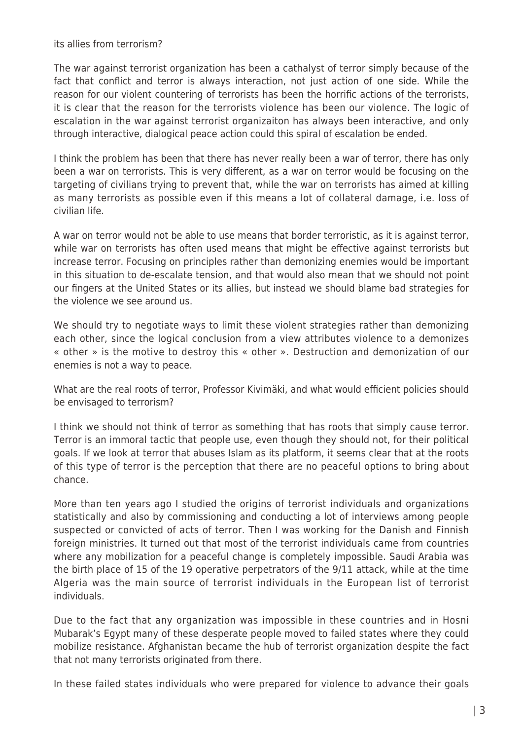its allies from terrorism?

The war against terrorist organization has been a cathalyst of terror simply because of the fact that conflict and terror is always interaction, not just action of one side. While the reason for our violent countering of terrorists has been the horrific actions of the terrorists, it is clear that the reason for the terrorists violence has been our violence. The logic of escalation in the war against terrorist organizaiton has always been interactive, and only through interactive, dialogical peace action could this spiral of escalation be ended.

I think the problem has been that there has never really been a war of terror, there has only been a war on terrorists. This is very different, as a war on terror would be focusing on the targeting of civilians trying to prevent that, while the war on terrorists has aimed at killing as many terrorists as possible even if this means a lot of collateral damage, i.e. loss of civilian life.

A war on terror would not be able to use means that border terroristic, as it is against terror, while war on terrorists has often used means that might be effective against terrorists but increase terror. Focusing on principles rather than demonizing enemies would be important in this situation to de-escalate tension, and that would also mean that we should not point our fingers at the United States or its allies, but instead we should blame bad strategies for the violence we see around us.

We should try to negotiate ways to limit these violent strategies rather than demonizing each other, since the logical conclusion from a view attributes violence to a demonizes « other » is the motive to destroy this « other ». Destruction and demonization of our enemies is not a way to peace.

What are the real roots of terror, Professor Kivimäki, and what would efficient policies should be envisaged to terrorism?

I think we should not think of terror as something that has roots that simply cause terror. Terror is an immoral tactic that people use, even though they should not, for their political goals. If we look at terror that abuses Islam as its platform, it seems clear that at the roots of this type of terror is the perception that there are no peaceful options to bring about chance.

More than ten years ago I studied the origins of terrorist individuals and organizations statistically and also by commissioning and conducting a lot of interviews among people suspected or convicted of acts of terror. Then I was working for the Danish and Finnish foreign ministries. It turned out that most of the terrorist individuals came from countries where any mobilization for a peaceful change is completely impossible. Saudi Arabia was the birth place of 15 of the 19 operative perpetrators of the 9/11 attack, while at the time Algeria was the main source of terrorist individuals in the European list of terrorist individuals.

Due to the fact that any organization was impossible in these countries and in Hosni Mubarak's Egypt many of these desperate people moved to failed states where they could mobilize resistance. Afghanistan became the hub of terrorist organization despite the fact that not many terrorists originated from there.

In these failed states individuals who were prepared for violence to advance their goals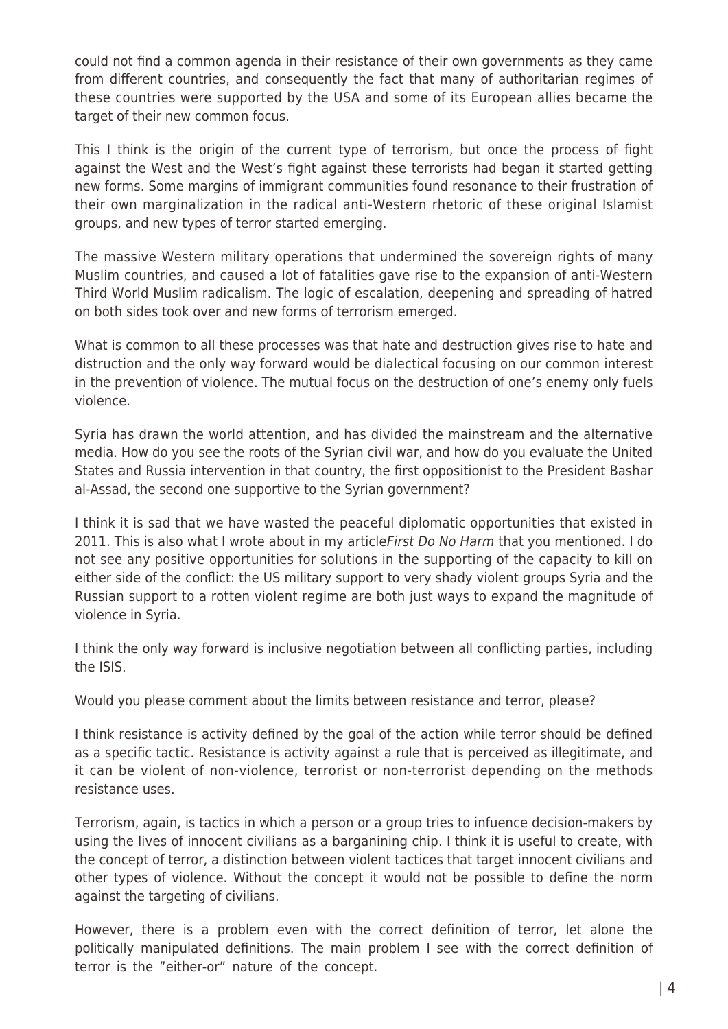could not find a common agenda in their resistance of their own governments as they came from different countries, and consequently the fact that many of authoritarian regimes of these countries were supported by the USA and some of its European allies became the target of their new common focus.

This I think is the origin of the current type of terrorism, but once the process of fight against the West and the West's fight against these terrorists had began it started getting new forms. Some margins of immigrant communities found resonance to their frustration of their own marginalization in the radical anti-Western rhetoric of these original Islamist groups, and new types of terror started emerging.

The massive Western military operations that undermined the sovereign rights of many Muslim countries, and caused a lot of fatalities gave rise to the expansion of anti-Western Third World Muslim radicalism. The logic of escalation, deepening and spreading of hatred on both sides took over and new forms of terrorism emerged.

What is common to all these processes was that hate and destruction gives rise to hate and distruction and the only way forward would be dialectical focusing on our common interest in the prevention of violence. The mutual focus on the destruction of one's enemy only fuels violence.

Syria has drawn the world attention, and has divided the mainstream and the alternative media. How do you see the roots of the Syrian civil war, and how do you evaluate the United States and Russia intervention in that country, the first oppositionist to the President Bashar al-Assad, the second one supportive to the Syrian government?

I think it is sad that we have wasted the peaceful diplomatic opportunities that existed in 2011. This is also what I wrote about in my article*First Do No Harm* that you mentioned. I do not see any positive opportunities for solutions in the supporting of the capacity to kill on either side of the conflict: the US military support to very shady violent groups Syria and the Russian support to a rotten violent regime are both just ways to expand the magnitude of violence in Syria.

I think the only way forward is inclusive negotiation between all conflicting parties, including the ISIS.

Would you please comment about the limits between resistance and terror, please?

I think resistance is activity defined by the goal of the action while terror should be defined as a specific tactic. Resistance is activity against a rule that is perceived as illegitimate, and it can be violent of non-violence, terrorist or non-terrorist depending on the methods resistance uses.

Terrorism, again, is tactics in which a person or a group tries to infuence decision-makers by using the lives of innocent civilians as a barganining chip. I think it is useful to create, with the concept of terror, a distinction between violent tactices that target innocent civilians and other types of violence. Without the concept it would not be possible to define the norm against the targeting of civilians.

However, there is a problem even with the correct definition of terror, let alone the politically manipulated definitions. The main problem I see with the correct definition of terror is the "either-or" nature of the concept.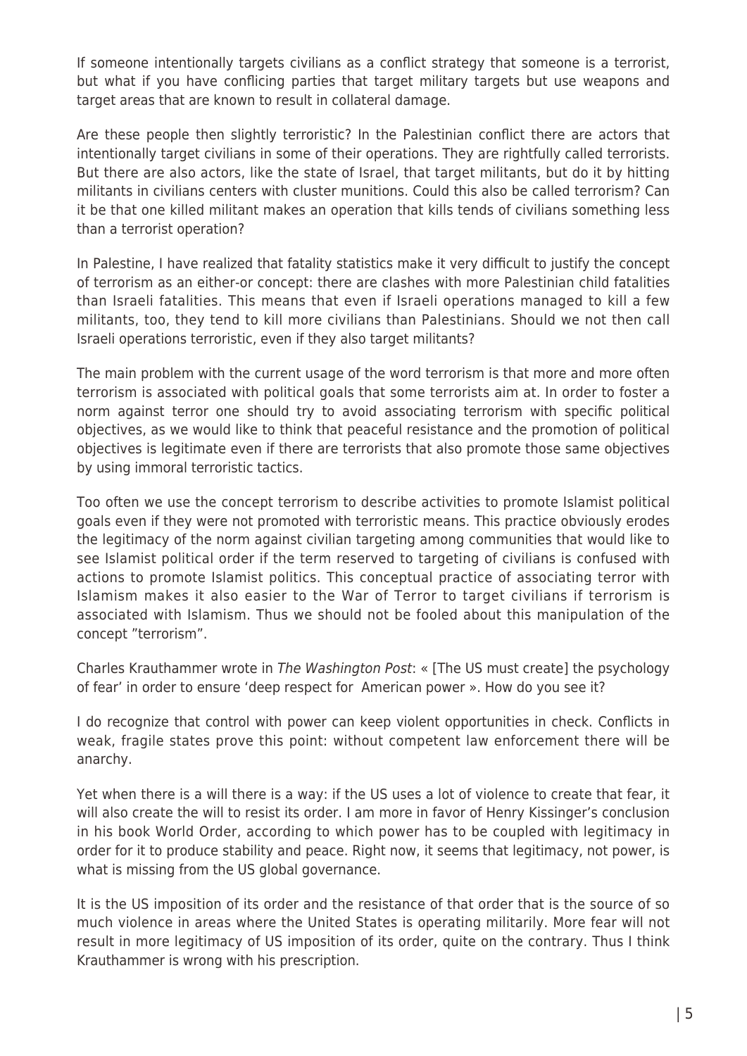If someone intentionally targets civilians as a conflict strategy that someone is a terrorist, but what if you have conflicing parties that target military targets but use weapons and target areas that are known to result in collateral damage.

Are these people then slightly terroristic? In the Palestinian conflict there are actors that intentionally target civilians in some of their operations. They are rightfully called terrorists. But there are also actors, like the state of Israel, that target militants, but do it by hitting militants in civilians centers with cluster munitions. Could this also be called terrorism? Can it be that one killed militant makes an operation that kills tends of civilians something less than a terrorist operation?

In Palestine, I have realized that fatality statistics make it very difficult to justify the concept of terrorism as an either-or concept: there are clashes with more Palestinian child fatalities than Israeli fatalities. This means that even if Israeli operations managed to kill a few militants, too, they tend to kill more civilians than Palestinians. Should we not then call Israeli operations terroristic, even if they also target militants?

The main problem with the current usage of the word terrorism is that more and more often terrorism is associated with political goals that some terrorists aim at. In order to foster a norm against terror one should try to avoid associating terrorism with specific political objectives, as we would like to think that peaceful resistance and the promotion of political objectives is legitimate even if there are terrorists that also promote those same objectives by using immoral terroristic tactics.

Too often we use the concept terrorism to describe activities to promote Islamist political goals even if they were not promoted with terroristic means. This practice obviously erodes the legitimacy of the norm against civilian targeting among communities that would like to see Islamist political order if the term reserved to targeting of civilians is confused with actions to promote Islamist politics. This conceptual practice of associating terror with Islamism makes it also easier to the War of Terror to target civilians if terrorism is associated with Islamism. Thus we should not be fooled about this manipulation of the concept "terrorism".

Charles Krauthammer wrote in *The Washington Post*: « [The US must create] the psychology of fear' in order to ensure 'deep respect for American power ». How do you see it?

I do recognize that control with power can keep violent opportunities in check. Conflicts in weak, fragile states prove this point: without competent law enforcement there will be anarchy.

Yet when there is a will there is a way: if the US uses a lot of violence to create that fear, it will also create the will to resist its order. I am more in favor of Henry Kissinger's conclusion in his book World Order, according to which power has to be coupled with legitimacy in order for it to produce stability and peace. Right now, it seems that legitimacy, not power, is what is missing from the US global governance.

It is the US imposition of its order and the resistance of that order that is the source of so much violence in areas where the United States is operating militarily. More fear will not result in more legitimacy of US imposition of its order, quite on the contrary. Thus I think Krauthammer is wrong with his prescription.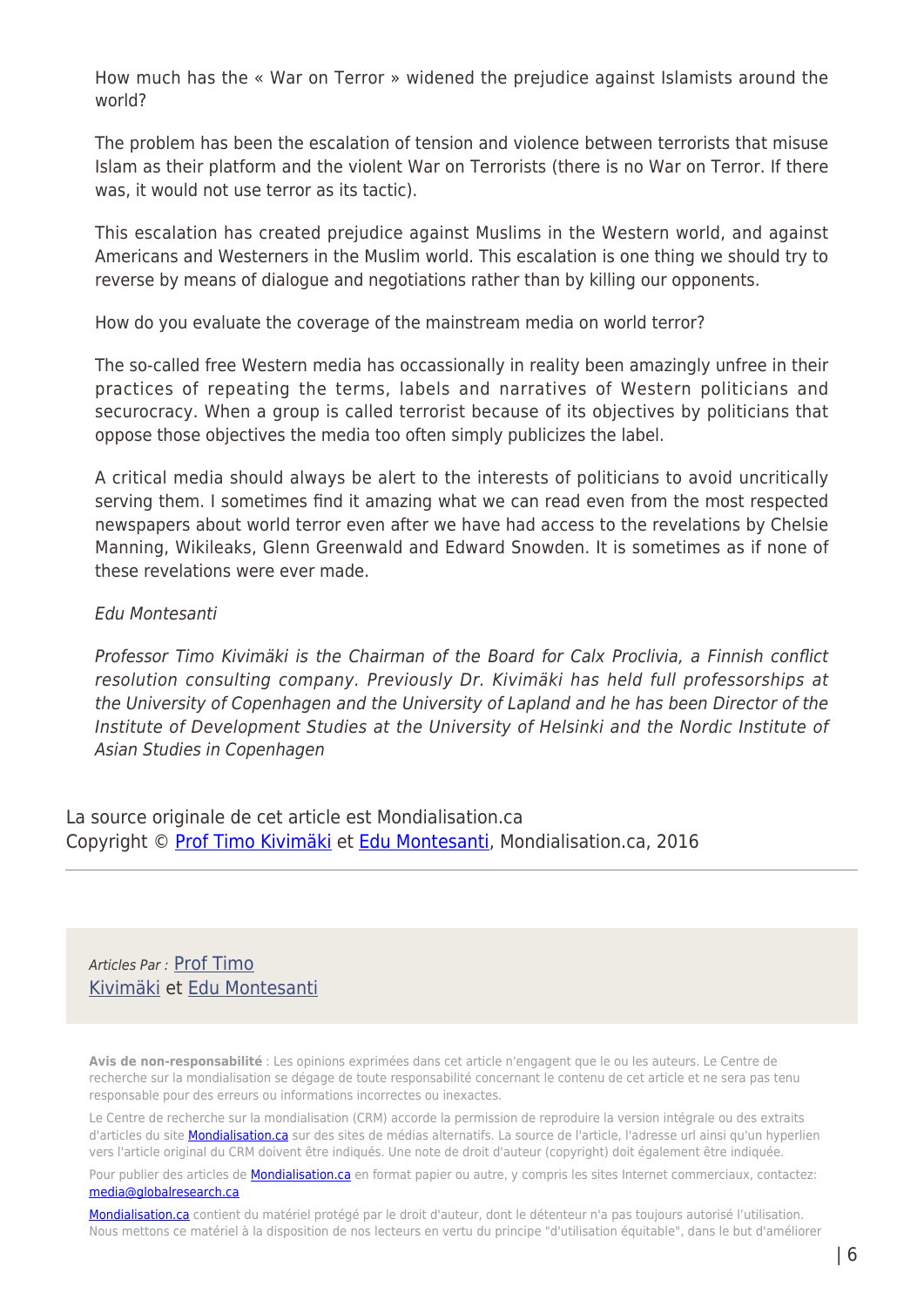How much has the « War on Terror » widened the prejudice against Islamists around the world?

The problem has been the escalation of tension and violence between terrorists that misuse Islam as their platform and the violent War on Terrorists (there is no War on Terror. If there was, it would not use terror as its tactic).

This escalation has created prejudice against Muslims in the Western world, and against Americans and Westerners in the Muslim world. This escalation is one thing we should try to reverse by means of dialogue and negotiations rather than by killing our opponents.

How do you evaluate the coverage of the mainstream media on world terror?

The so-called free Western media has occassionally in reality been amazingly unfree in their practices of repeating the terms, labels and narratives of Western politicians and securocracy. When a group is called terrorist because of its objectives by politicians that oppose those objectives the media too often simply publicizes the label.

A critical media should always be alert to the interests of politicians to avoid uncritically serving them. I sometimes find it amazing what we can read even from the most respected newspapers about world terror even after we have had access to the revelations by Chelsie Manning, Wikileaks, Glenn Greenwald and Edward Snowden. It is sometimes as if none of these revelations were ever made.

*Edu Montesanti*

*Professor Timo Kivimäki is the Chairman of the Board for Calx Proclivia, a Finnish conflict resolution consulting company. Previously Dr. Kivimäki has held full professorships at the University of Copenhagen and the University of Lapland and he has been Director of the Institute of Development Studies at the University of Helsinki and the Nordic Institute of Asian Studies in Copenhagen*

La source originale de cet article est Mondialisation.ca
Copyright © Prof Timo Kivimäki et Edu Montesanti, Mondialisation.ca, 2016

---

*Articles Par :* Prof Timo Kivimäki et Edu Montesanti

**Avis de non-responsabilité** : Les opinions exprimées dans cet article n'engagent que le ou les auteurs. Le Centre de recherche sur la mondialisation se dégage de toute responsabilité concernant le contenu de cet article et ne sera pas tenu responsable pour des erreurs ou informations incorrectes ou inexactes.

Le Centre de recherche sur la mondialisation (CRM) accorde la permission de reproduire la version intégrale ou des extraits d'articles du site Mondialisation.ca sur des sites de médias alternatifs. La source de l'article, l'adresse url ainsi qu'un hyperlien vers l'article original du CRM doivent être indiqués. Une note de droit d'auteur (copyright) doit également être indiquée.

Pour publier des articles de Mondialisation.ca en format papier ou autre, y compris les sites Internet commerciaux, contactez: media@globalresearch.ca

Mondialisation.ca contient du matériel protégé par le droit d'auteur, dont le détenteur n'a pas toujours autorisé l'utilisation. Nous mettons ce matériel à la disposition de nos lecteurs en vertu du principe "d'utilisation équitable", dans le but d'améliorer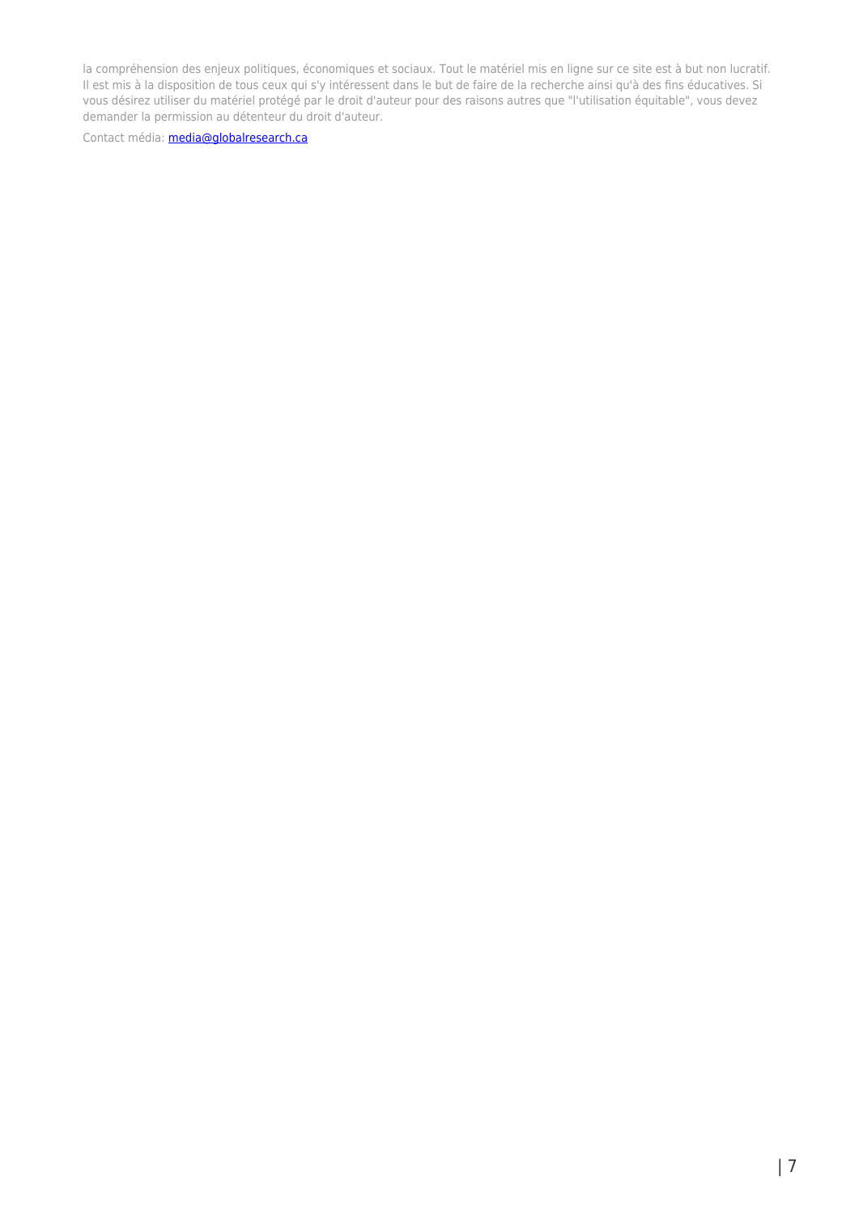la compréhension des enjeux politiques, économiques et sociaux. Tout le matériel mis en ligne sur ce site est à but non lucratif. Il est mis à la disposition de tous ceux qui s'y intéressent dans le but de faire de la recherche ainsi qu'à des fins éducatives. Si vous désirez utiliser du matériel protégé par le droit d'auteur pour des raisons autres que "l'utilisation équitable", vous devez demander la permission au détenteur du droit d'auteur.

Contact média: media@globalresearch.ca